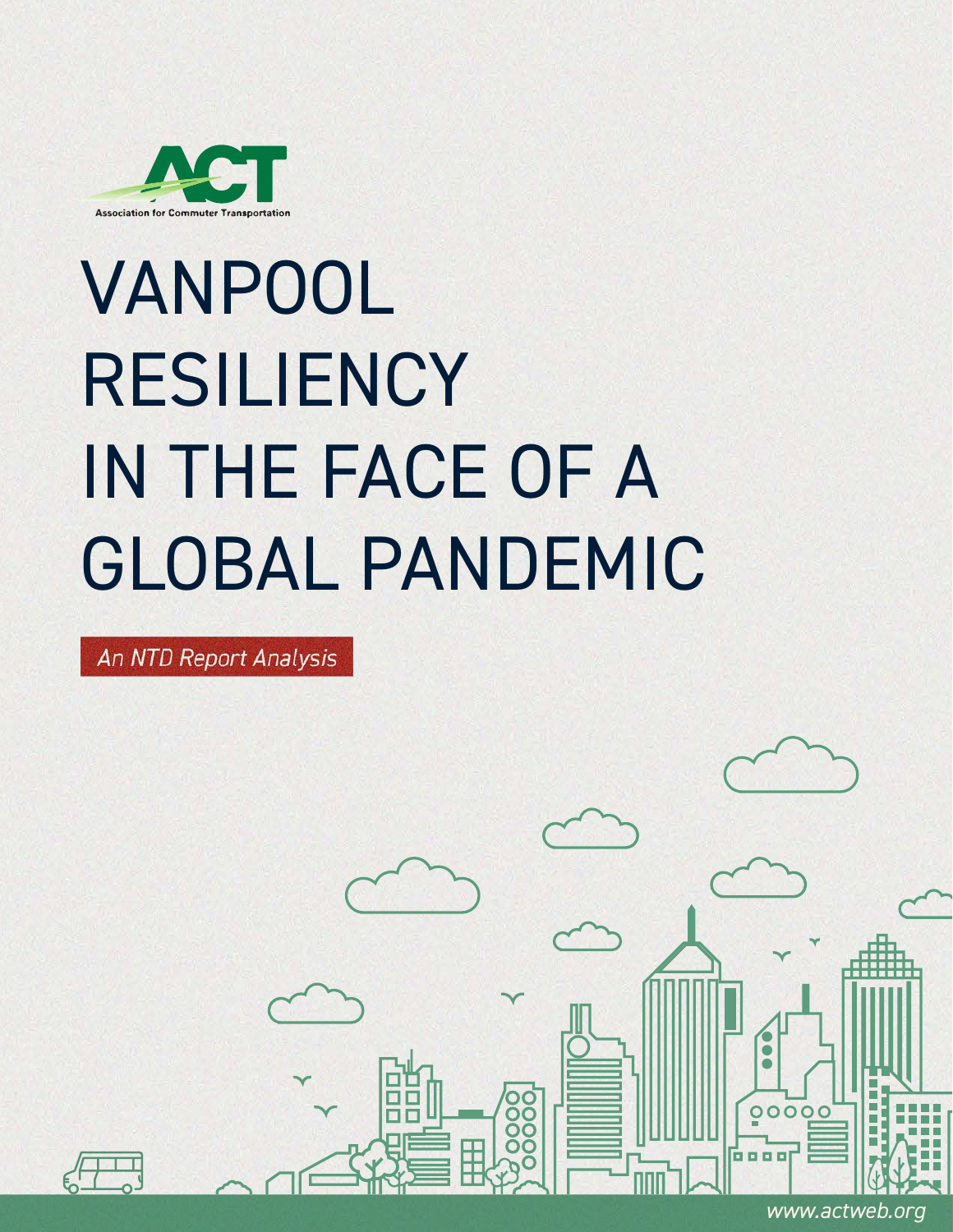ACT

Association for Commuter Transportation

# VANPOOL RESILIENCY IN THE FACE OF A GLOBAL PANDEMIC

*An NTD Report Analysis*

www.actweb.org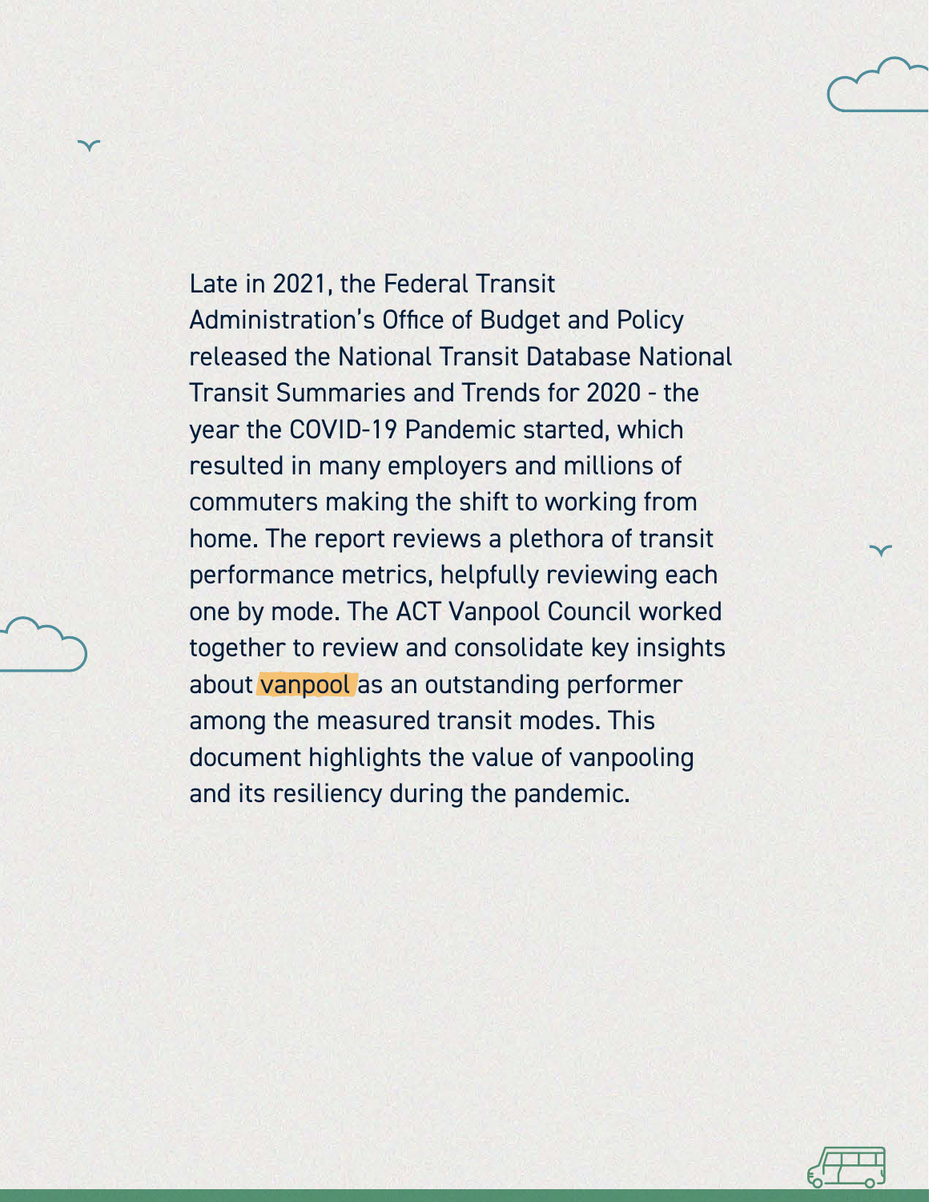Late in 2021, the Federal Transit Administration's Office of Budget and Policy released the National Transit Database National Transit Summaries and Trends for 2020 - the year the COVID-19 Pandemic started, which resulted in many employers and millions of commuters making the shift to working from home. The report reviews a plethora of transit performance metrics, helpfully reviewing each one by mode. The ACT Vanpool Council worked together to review and consolidate key insights about vanpool as an outstanding performer among the measured transit modes. This document highlights the value of vanpooling and its resiliency during the pandemic.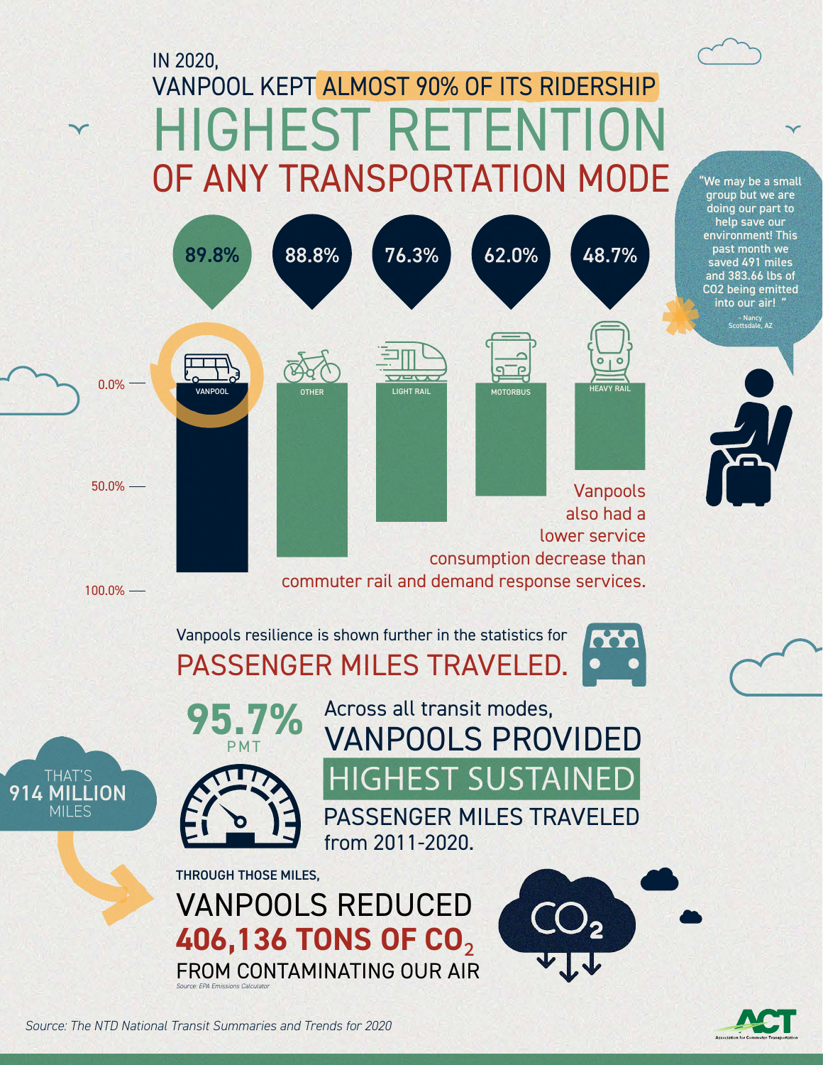IN 2020,
VANPOOL KEPT ALMOST 90% OF ITS RIDERSHIP

# HIGHEST RETENTION

## OF ANY TRANSPORTATION MODE

| Mode | Ridership Retention |
|---|---|
| VANPOOL | 89.8% |
| OTHER | 88.8% |
| LIGHT RAIL | 76.3% |
| MOTORBUS | 62.0% |
| HEAVY RAIL | 48.7% |

0.0% — 50.0% — 100.0%

Vanpools also had a lower service consumption decrease than commuter rail and demand response services.

"We may be a small group but we are doing our part to help save our environment! This past month we saved 491 miles and 383.66 lbs of CO2 being emitted into our air! "
- Nancy
Scottsdale, AZ

Vanpools resilience is shown further in the statistics for

## PASSENGER MILES TRAVELED.

**95.7%** PMT

THAT'S **914 MILLION** MILES

Across all transit modes,
VANPOOLS PROVIDED
HIGHEST SUSTAINED
PASSENGER MILES TRAVELED
from 2011-2020.

THROUGH THOSE MILES,
VANPOOLS REDUCED
**406,136 TONS OF $CO_2$**
FROM CONTAMINATING OUR AIR

*Source: EPA Emissions Calculator*

*Source: The NTD National Transit Summaries and Trends for 2020*

ACT
Association for Commuter Transportation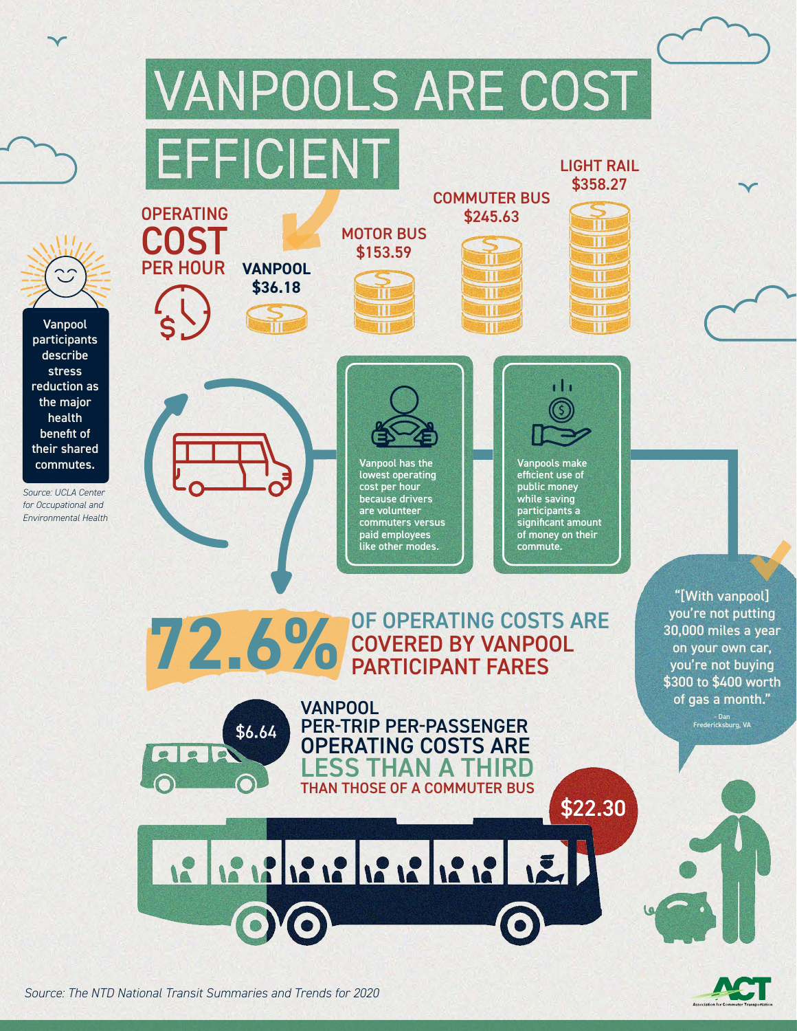# VANPOOLS ARE COST EFFICIENT

Vanpool participants describe stress reduction as the major health benefit of their shared commutes.

*Source: UCLA Center for Occupational and Environmental Health*

## OPERATING COST PER HOUR

VANPOOL
$36.18

MOTOR BUS
$153.59

COMMUTER BUS
$245.63

LIGHT RAIL
$358.27

Vanpool has the lowest operating cost per hour because drivers are volunteer commuters versus paid employees like other modes.

Vanpools make efficient use of public money while saving participants a significant amount of money on their commute.

**72.6%** OF OPERATING COSTS ARE COVERED BY VANPOOL PARTICIPANT FARES

"[With vanpool] you're not putting 30,000 miles a year on your own car, you're not buying $300 to $400 worth of gas a month."

- Dan
Fredericksburg, VA

VANPOOL PER-TRIP PER-PASSENGER OPERATING COSTS ARE LESS THAN A THIRD THAN THOSE OF A COMMUTER BUS

$6.64

$22.30

*Source: The NTD National Transit Summaries and Trends for 2020*

ACT
Association for Commuter Transportation